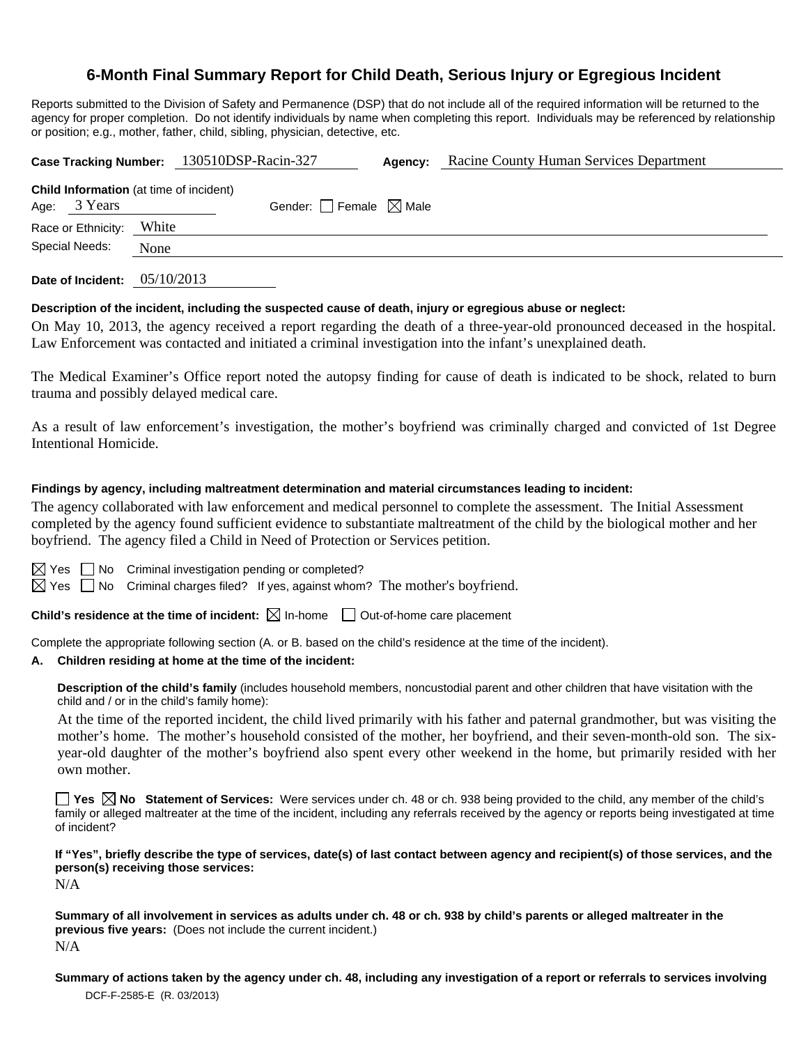# 6-Month Final Summary Report for Child Death, Serious Injury or Egregious Incident

Reports submitted to the Division of Safety and Permanence (DSP) that do not include all of the required information will be returned to the agency for proper completion. Do not identify individuals by name when completing this report. Individuals may be referenced by relationship or position; e.g., mother, father, child, sibling, physician, detective, etc.

**Case Tracking Number:** 130510DSP-Racin-327 **Agency:** Racine County Human Services Department

**Child Information** (at time of incident)

Age: 3 Years Gender: ☐ Female ☒ Male

Race or Ethnicity: White

Special Needs: None

**Date of Incident:** 05/10/2013

**Description of the incident, including the suspected cause of death, injury or egregious abuse or neglect:**

On May 10, 2013, the agency received a report regarding the death of a three-year-old pronounced deceased in the hospital. Law Enforcement was contacted and initiated a criminal investigation into the infant's unexplained death.

The Medical Examiner's Office report noted the autopsy finding for cause of death is indicated to be shock, related to burn trauma and possibly delayed medical care.

As a result of law enforcement's investigation, the mother's boyfriend was criminally charged and convicted of 1st Degree Intentional Homicide.

**Findings by agency, including maltreatment determination and material circumstances leading to incident:**

The agency collaborated with law enforcement and medical personnel to complete the assessment. The Initial Assessment completed by the agency found sufficient evidence to substantiate maltreatment of the child by the biological mother and her boyfriend. The agency filed a Child in Need of Protection or Services petition.

☒ Yes ☐ No Criminal investigation pending or completed?

☒ Yes ☐ No Criminal charges filed? If yes, against whom? The mother's boyfriend.

**Child's residence at the time of incident:** ☒ In-home ☐ Out-of-home care placement

Complete the appropriate following section (A. or B. based on the child's residence at the time of the incident).

**A. Children residing at home at the time of the incident:**

**Description of the child's family** (includes household members, noncustodial parent and other children that have visitation with the child and / or in the child's family home):

At the time of the reported incident, the child lived primarily with his father and paternal grandmother, but was visiting the mother's home. The mother's household consisted of the mother, her boyfriend, and their seven-month-old son. The six-year-old daughter of the mother's boyfriend also spent every other weekend in the home, but primarily resided with her own mother.

☐ **Yes** ☒ **No Statement of Services:** Were services under ch. 48 or ch. 938 being provided to the child, any member of the child's family or alleged maltreater at the time of the incident, including any referrals received by the agency or reports being investigated at time of incident?

**If "Yes", briefly describe the type of services, date(s) of last contact between agency and recipient(s) of those services, and the person(s) receiving those services:**

N/A

**Summary of all involvement in services as adults under ch. 48 or ch. 938 by child's parents or alleged maltreater in the previous five years:** (Does not include the current incident.)

N/A

**Summary of actions taken by the agency under ch. 48, including any investigation of a report or referrals to services involving**

DCF-F-2585-E (R. 03/2013)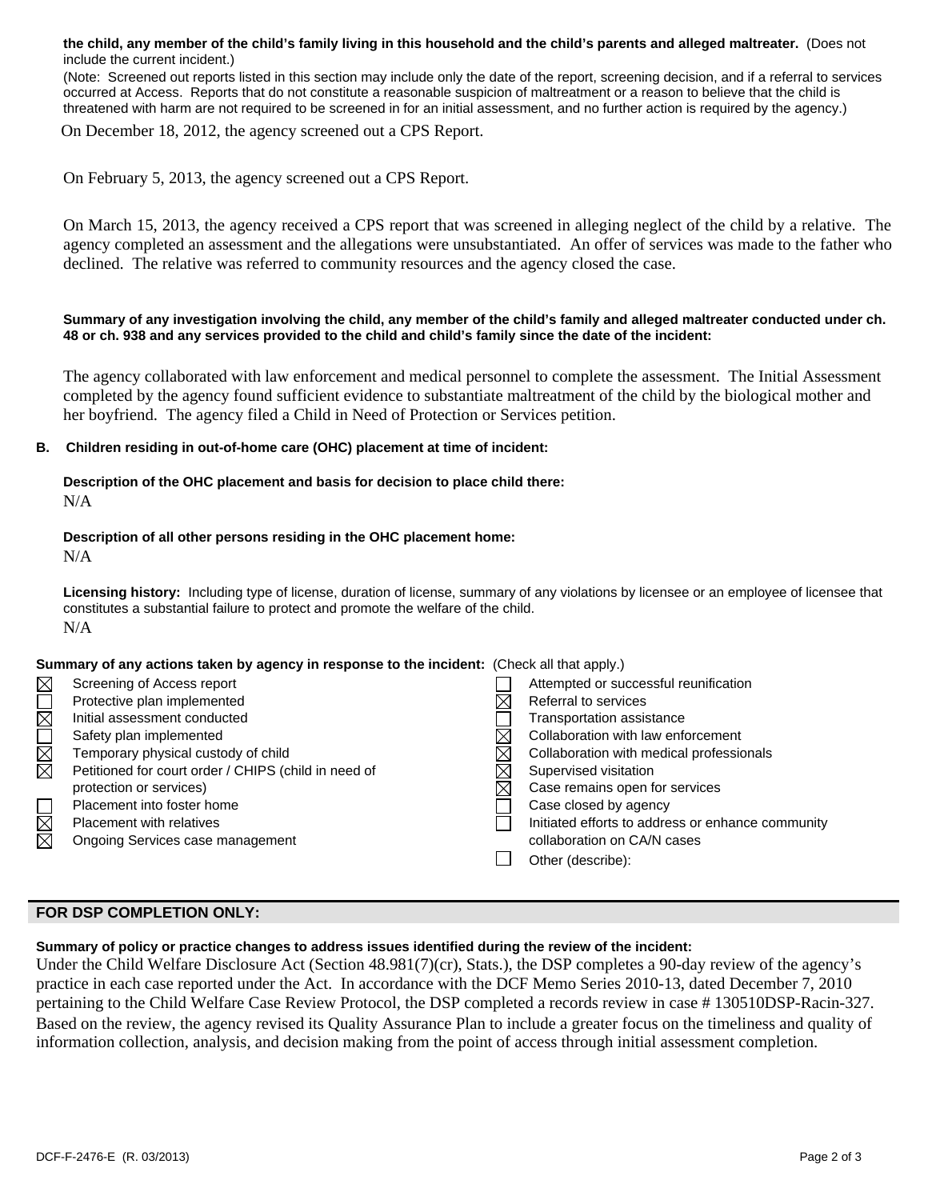**the child, any member of the child's family living in this household and the child's parents and alleged maltreater.** (Does not include the current incident.)

(Note: Screened out reports listed in this section may include only the date of the report, screening decision, and if a referral to services occurred at Access. Reports that do not constitute a reasonable suspicion of maltreatment or a reason to believe that the child is threatened with harm are not required to be screened in for an initial assessment, and no further action is required by the agency.)

On December 18, 2012, the agency screened out a CPS Report.

On February 5, 2013, the agency screened out a CPS Report.

On March 15, 2013, the agency received a CPS report that was screened in alleging neglect of the child by a relative. The agency completed an assessment and the allegations were unsubstantiated. An offer of services was made to the father who declined. The relative was referred to community resources and the agency closed the case.

**Summary of any investigation involving the child, any member of the child's family and alleged maltreater conducted under ch. 48 or ch. 938 and any services provided to the child and child's family since the date of the incident:**

The agency collaborated with law enforcement and medical personnel to complete the assessment. The Initial Assessment completed by the agency found sufficient evidence to substantiate maltreatment of the child by the biological mother and her boyfriend. The agency filed a Child in Need of Protection or Services petition.

**B. Children residing in out-of-home care (OHC) placement at time of incident:**

**Description of the OHC placement and basis for decision to place child there:**
N/A

**Description of all other persons residing in the OHC placement home:**
N/A

**Licensing history:** Including type of license, duration of license, summary of any violations by licensee or an employee of licensee that constitutes a substantial failure to protect and promote the welfare of the child.
N/A

**Summary of any actions taken by agency in response to the incident:** (Check all that apply.)

- ☒ Screening of Access report
- ☐ Protective plan implemented
- ☒ Initial assessment conducted
- ☐ Safety plan implemented
- ☒ Temporary physical custody of child
- ☒ Petitioned for court order / CHIPS (child in need of protection or services)
- ☐ Placement into foster home
- ☒ Placement with relatives
- ☒ Ongoing Services case management
- ☐ Attempted or successful reunification
- ☒ Referral to services
- ☐ Transportation assistance
- ☒ Collaboration with law enforcement
- ☒ Collaboration with medical professionals
- ☒ Supervised visitation
- ☒ Case remains open for services
- ☐ Case closed by agency
- ☐ Initiated efforts to address or enhance community collaboration on CA/N cases
- ☐ Other (describe):

## FOR DSP COMPLETION ONLY:

**Summary of policy or practice changes to address issues identified during the review of the incident:**

Under the Child Welfare Disclosure Act (Section 48.981(7)(cr), Stats.), the DSP completes a 90-day review of the agency's practice in each case reported under the Act. In accordance with the DCF Memo Series 2010-13, dated December 7, 2010 pertaining to the Child Welfare Case Review Protocol, the DSP completed a records review in case # 130510DSP-Racin-327. Based on the review, the agency revised its Quality Assurance Plan to include a greater focus on the timeliness and quality of information collection, analysis, and decision making from the point of access through initial assessment completion.

DCF-F-2476-E (R. 03/2013)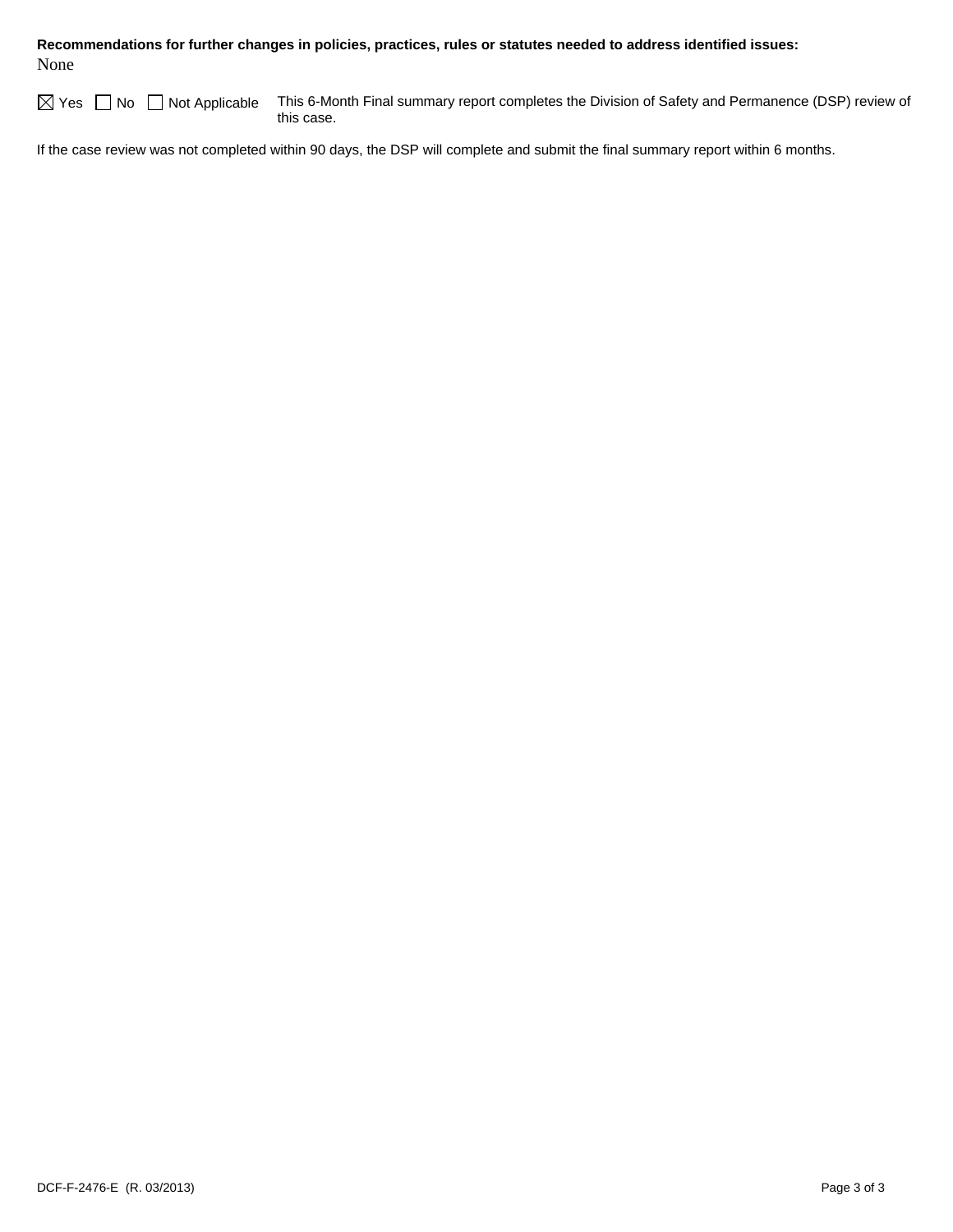**Recommendations for further changes in policies, practices, rules or statutes needed to address identified issues:**

None

☒ Yes ☐ No ☐ Not Applicable This 6-Month Final summary report completes the Division of Safety and Permanence (DSP) review of this case.

If the case review was not completed within 90 days, the DSP will complete and submit the final summary report within 6 months.

DCF-F-2476-E (R. 03/2013)